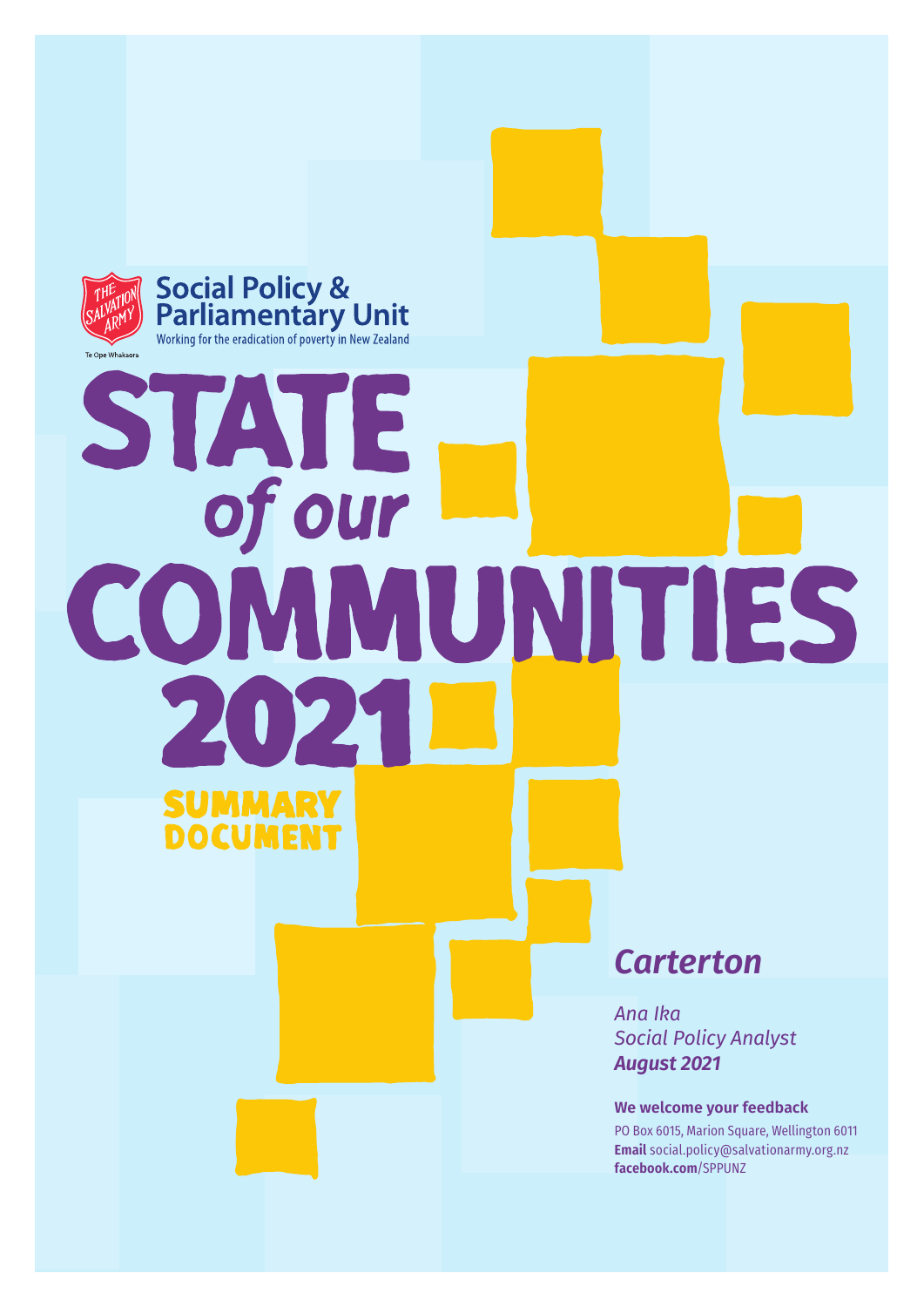THE SALVATION ARMY

Te Ope Whakaora

**Social Policy & Parliamentary Unit**

Working for the eradication of poverty in New Zealand

# STATE of our COMMUNITIES 2021

## SUMMARY DOCUMENT

## *Carterton*

*Ana Ika*
*Social Policy Analyst*
***August 2021***

**We welcome your feedback**

PO Box 6015, Marion Square, Wellington 6011
**Email** social.policy@salvationarmy.org.nz
**facebook.com**/SPPUNZ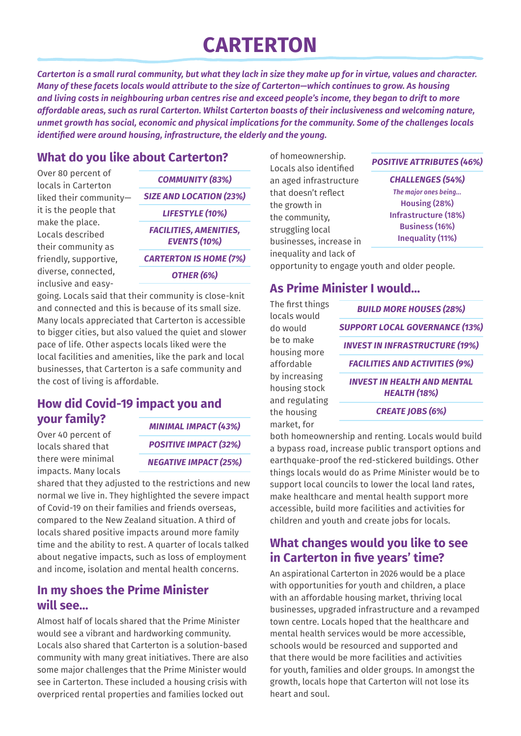# CARTERTON

***Carterton is a small rural community, but what they lack in size they make up for in virtue, values and character. Many of these facets locals would attribute to the size of Carterton—which continues to grow. As housing and living costs in neighbouring urban centres rise and exceed people's income, they began to drift to more affordable areas, such as rural Carterton. Whilst Carterton boasts of their inclusiveness and welcoming nature, unmet growth has social, economic and physical implications for the community. Some of the challenges locals identified were around housing, infrastructure, the elderly and the young.***

## What do you like about Carterton?

| |
|---|
| *COMMUNITY (83%)* |
| *SIZE AND LOCATION (23%)* |
| *LIFESTYLE (10%)* |
| *FACILITIES, AMENITIES, EVENTS (10%)* |
| *CARTERTON IS HOME (7%)* |
| *OTHER (6%)* |

Over 80 percent of locals in Carterton liked their community—it is the people that make the place. Locals described their community as friendly, supportive, diverse, connected, inclusive and easy-going. Locals said that their community is close-knit and connected and this is because of its small size. Many locals appreciated that Carterton is accessible to bigger cities, but also valued the quiet and slower pace of life. Other aspects locals liked were the local facilities and amenities, like the park and local businesses, that Carterton is a safe community and the cost of living is affordable.

## How did Covid-19 impact you and your family?

| |
|---|
| *MINIMAL IMPACT (43%)* |
| *POSITIVE IMPACT (32%)* |
| *NEGATIVE IMPACT (25%)* |

Over 40 percent of locals shared that there were minimal impacts. Many locals shared that they adjusted to the restrictions and new normal we live in. They highlighted the severe impact of Covid-19 on their families and friends overseas, compared to the New Zealand situation. A third of locals shared positive impacts around more family time and the ability to rest. A quarter of locals talked about negative impacts, such as loss of employment and income, isolation and mental health concerns.

## In my shoes the Prime Minister will see...

| |
|---|
| *POSITIVE ATTRIBUTES (46%)* |
| *CHALLENGES (54%)* <br> *The major ones being...* <br> Housing (28%) <br> Infrastructure (18%) <br> Business (16%) <br> Inequality (11%) |

Almost half of locals shared that the Prime Minister would see a vibrant and hardworking community. Locals also shared that Carterton is a solution-based community with many great initiatives. There are also some major challenges that the Prime Minister would see in Carterton. These included a housing crisis with overpriced rental properties and families locked out of homeownership. Locals also identified an aged infrastructure that doesn't reflect the growth in the community, struggling local businesses, increase in inequality and lack of opportunity to engage youth and older people.

## As Prime Minister I would...

| |
|---|
| *BUILD MORE HOUSES (28%)* |
| *SUPPORT LOCAL GOVERNANCE (13%)* |
| *INVEST IN INFRASTRUCTURE (19%)* |
| *FACILITIES AND ACTIVITIES (9%)* |
| *INVEST IN HEALTH AND MENTAL HEALTH (18%)* |
| *CREATE JOBS (6%)* |

The first things locals would do would be to make housing more affordable by increasing housing stock and regulating the housing market, for both homeownership and renting. Locals would build a bypass road, increase public transport options and earthquake-proof the red-stickered buildings. Other things locals would do as Prime Minister would be to support local councils to lower the local land rates, make healthcare and mental health support more accessible, build more facilities and activities for children and youth and create jobs for locals.

## What changes would you like to see in Carterton in five years' time?

An aspirational Carterton in 2026 would be a place with opportunities for youth and children, a place with an affordable housing market, thriving local businesses, upgraded infrastructure and a revamped town centre. Locals hoped that the healthcare and mental health services would be more accessible, schools would be resourced and supported and that there would be more facilities and activities for youth, families and older groups. In amongst the growth, locals hope that Carterton will not lose its heart and soul.